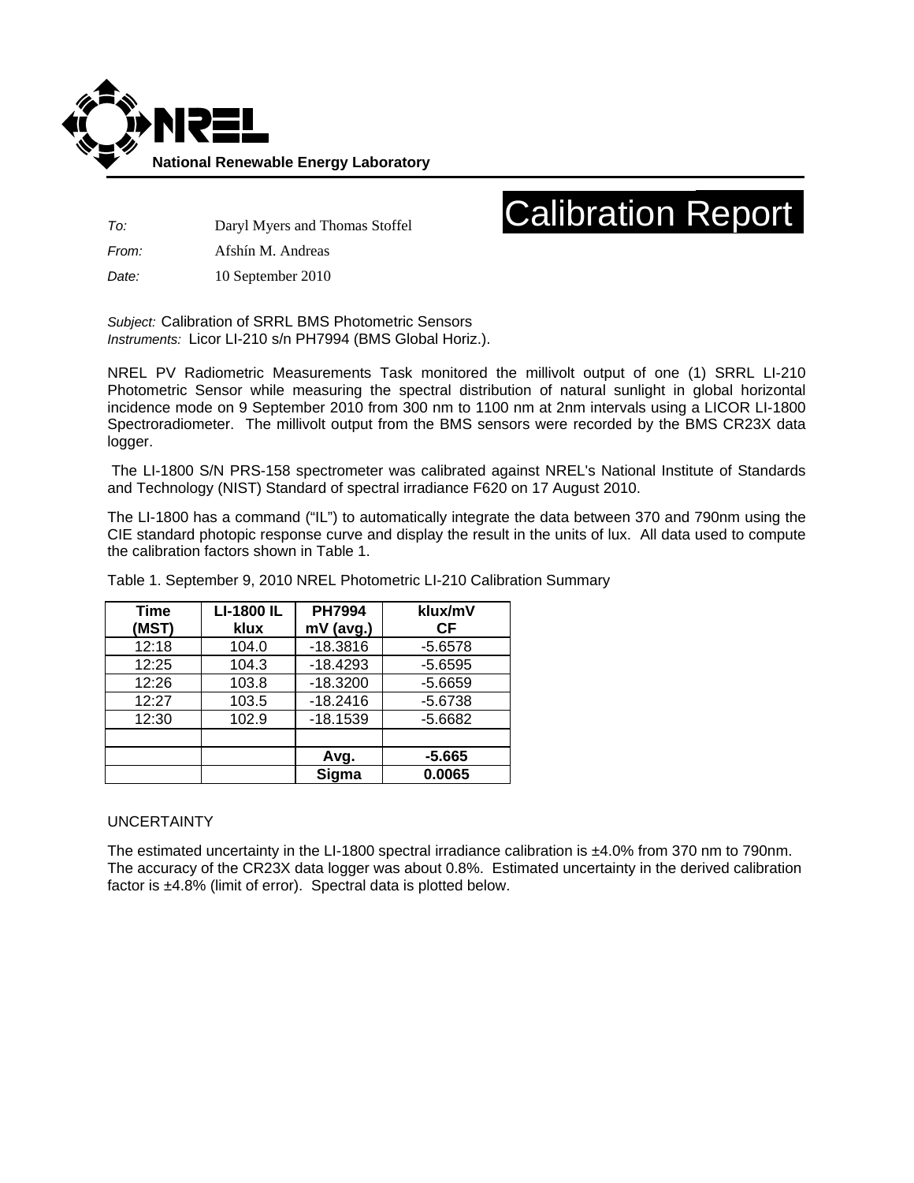**National Renewable Energy Laboratory**

# Calibration Report

*To:* Daryl Myers and Thomas Stoffel

*From:* Afshín M. Andreas

*Date:* 10 September 2010

*Subject:* Calibration of SRRL BMS Photometric Sensors
*Instruments:* Licor LI-210 s/n PH7994 (BMS Global Horiz.).

NREL PV Radiometric Measurements Task monitored the millivolt output of one (1) SRRL LI-210 Photometric Sensor while measuring the spectral distribution of natural sunlight in global horizontal incidence mode on 9 September 2010 from 300 nm to 1100 nm at 2nm intervals using a LICOR LI-1800 Spectroradiometer. The millivolt output from the BMS sensors were recorded by the BMS CR23X data logger.

The LI-1800 S/N PRS-158 spectrometer was calibrated against NREL's National Institute of Standards and Technology (NIST) Standard of spectral irradiance F620 on 17 August 2010.

The LI-1800 has a command ("IL") to automatically integrate the data between 370 and 790nm using the CIE standard photopic response curve and display the result in the units of lux. All data used to compute the calibration factors shown in Table 1.

Table 1. September 9, 2010 NREL Photometric LI-210 Calibration Summary

| Time (MST) | LI-1800 IL klux | PH7994 mV (avg.) | klux/mV CF |
|---|---|---|---|
| 12:18 | 104.0 | -18.3816 | -5.6578 |
| 12:25 | 104.3 | -18.4293 | -5.6595 |
| 12:26 | 103.8 | -18.3200 | -5.6659 |
| 12:27 | 103.5 | -18.2416 | -5.6738 |
| 12:30 | 102.9 | -18.1539 | -5.6682 |
| | | | |
| | | **Avg.** | **-5.665** |
| | | **Sigma** | **0.0065** |

UNCERTAINTY

The estimated uncertainty in the LI-1800 spectral irradiance calibration is ±4.0% from 370 nm to 790nm. The accuracy of the CR23X data logger was about 0.8%. Estimated uncertainty in the derived calibration factor is ±4.8% (limit of error). Spectral data is plotted below.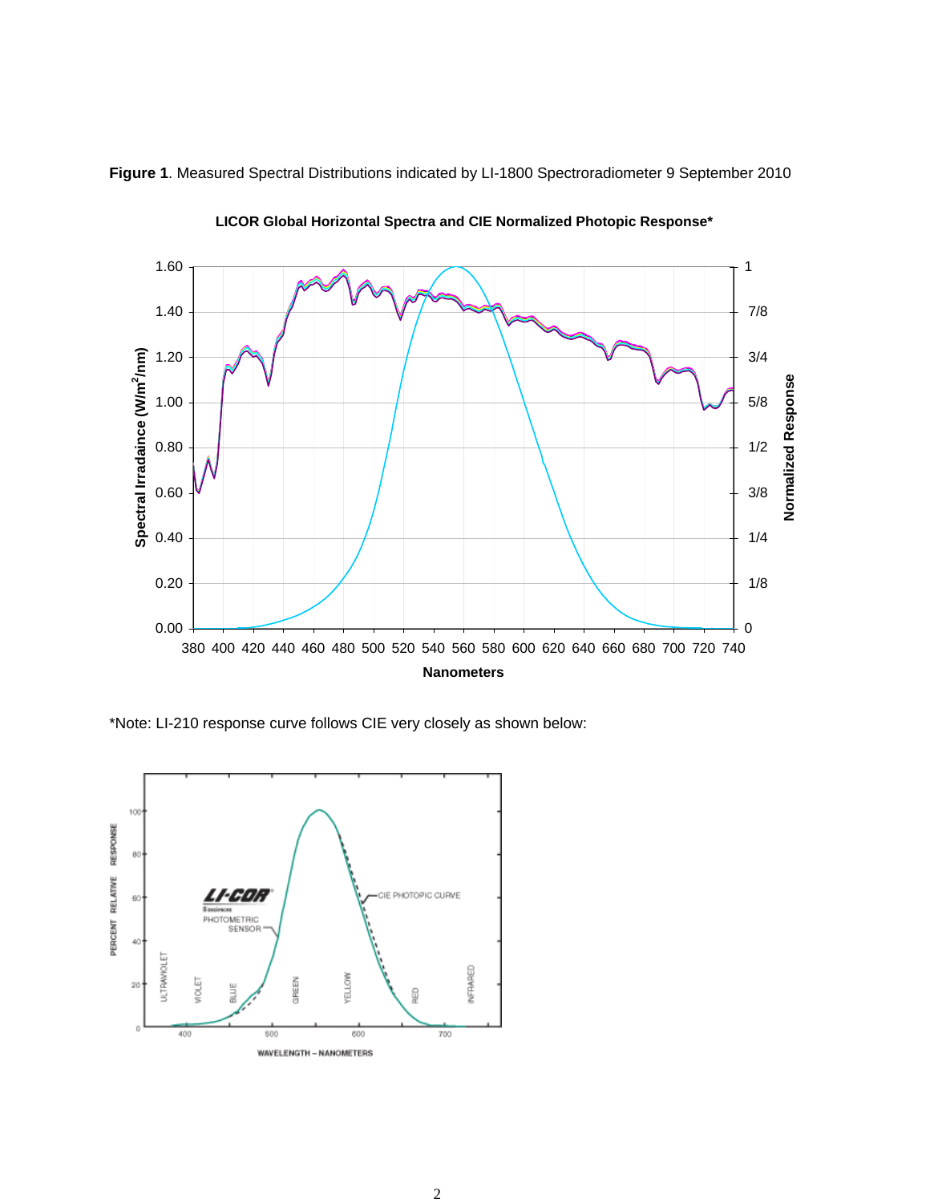**Figure 1**. Measured Spectral Distributions indicated by LI-1800 Spectroradiometer 9 September 2010

**LICOR Global Horizontal Spectra and CIE Normalized Photopic Response***

Spectral Irradaince (W/m²/nm)

1.60
1.40
1.20
1.00
0.80
0.60
0.40
0.20
0.00

Normalized Response

1
7/8
3/4
5/8
1/2
3/8
1/4
1/8
0

380 400 420 440 460 480 500 520 540 560 580 600 620 640 660 680 700 720 740

**Nanometers**

*Note: LI-210 response curve follows CIE very closely as shown below:

PERCENT RELATIVE RESPONSE

100
80
60
40
20
0

LI-COR
Biosciences
PHOTOMETRIC SENSOR

CIE PHOTOPIC CURVE

ULTRAVIOLET
VIOLET
BLUE
GREEN
YELLOW
RED
INFRARED

400
500
600
700

WAVELENGTH – NANOMETERS